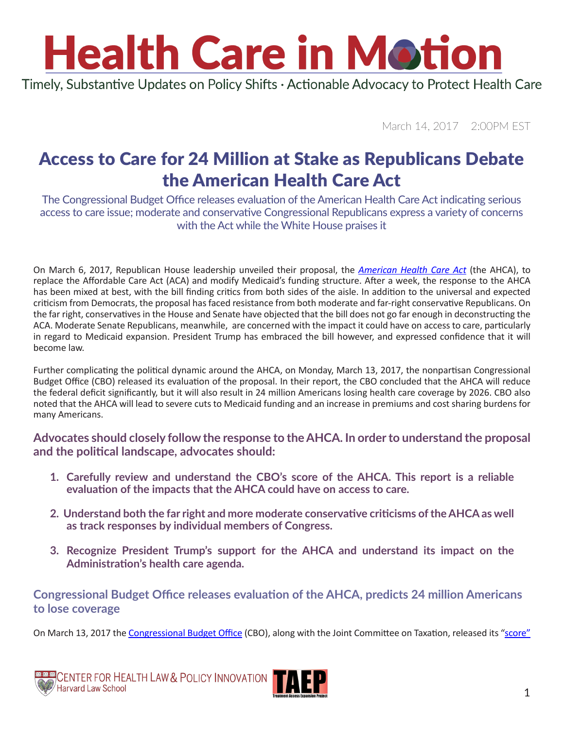# Health Care in Motion

Timely, Substantive Updates on Policy Shifts · Actionable Advocacy to Protect Health Care

March 14, 2017 2:00PM EST

## Access to Care for 24 Million at Stake as Republicans Debate the American Health Care Act

The Congressional Budget Office releases evaluation of the American Health Care Act indicating serious access to care issue; moderate and conservative Congressional Republicans express a variety of concerns with the Act while the White House praises it

On March 6, 2017, Republican House leadership unveiled their proposal, the *American Health Care Act* (the AHCA), to replace the Affordable Care Act (ACA) and modify Medicaid's funding structure. After a week, the response to the AHCA has been mixed at best, with the bill finding critics from both sides of the aisle. In addition to the universal and expected criticism from Democrats, the proposal has faced resistance from both moderate and far-right conservative Republicans. On the far right, conservatives in the House and Senate have objected that the bill does not go far enough in deconstructing the ACA. Moderate Senate Republicans, meanwhile, are concerned with the impact it could have on access to care, particularly in regard to Medicaid expansion. President Trump has embraced the bill however, and expressed confidence that it will become law.

Further complicating the political dynamic around the AHCA, on Monday, March 13, 2017, the nonpartisan Congressional Budget Office (CBO) released its evaluation of the proposal. In their report, the CBO concluded that the AHCA will reduce the federal deficit significantly, but it will also result in 24 million Americans losing health care coverage by 2026. CBO also noted that the AHCA will lead to severe cuts to Medicaid funding and an increase in premiums and cost sharing burdens for many Americans.

### Advocates should closely follow the response to the AHCA. In order to understand the proposal and the political landscape, advocates should:

1. **Carefully review and understand the CBO's score of the AHCA. This report is a reliable evaluation of the impacts that the AHCA could have on access to care.**
2. **Understand both the far right and more moderate conservative criticisms of the AHCA as well as track responses by individual members of Congress.**
3. **Recognize President Trump's support for the AHCA and understand its impact on the Administration's health care agenda.**

### Congressional Budget Office releases evaluation of the AHCA, predicts 24 million Americans to lose coverage

On March 13, 2017 the Congressional Budget Office (CBO), along with the Joint Committee on Taxation, released its "score"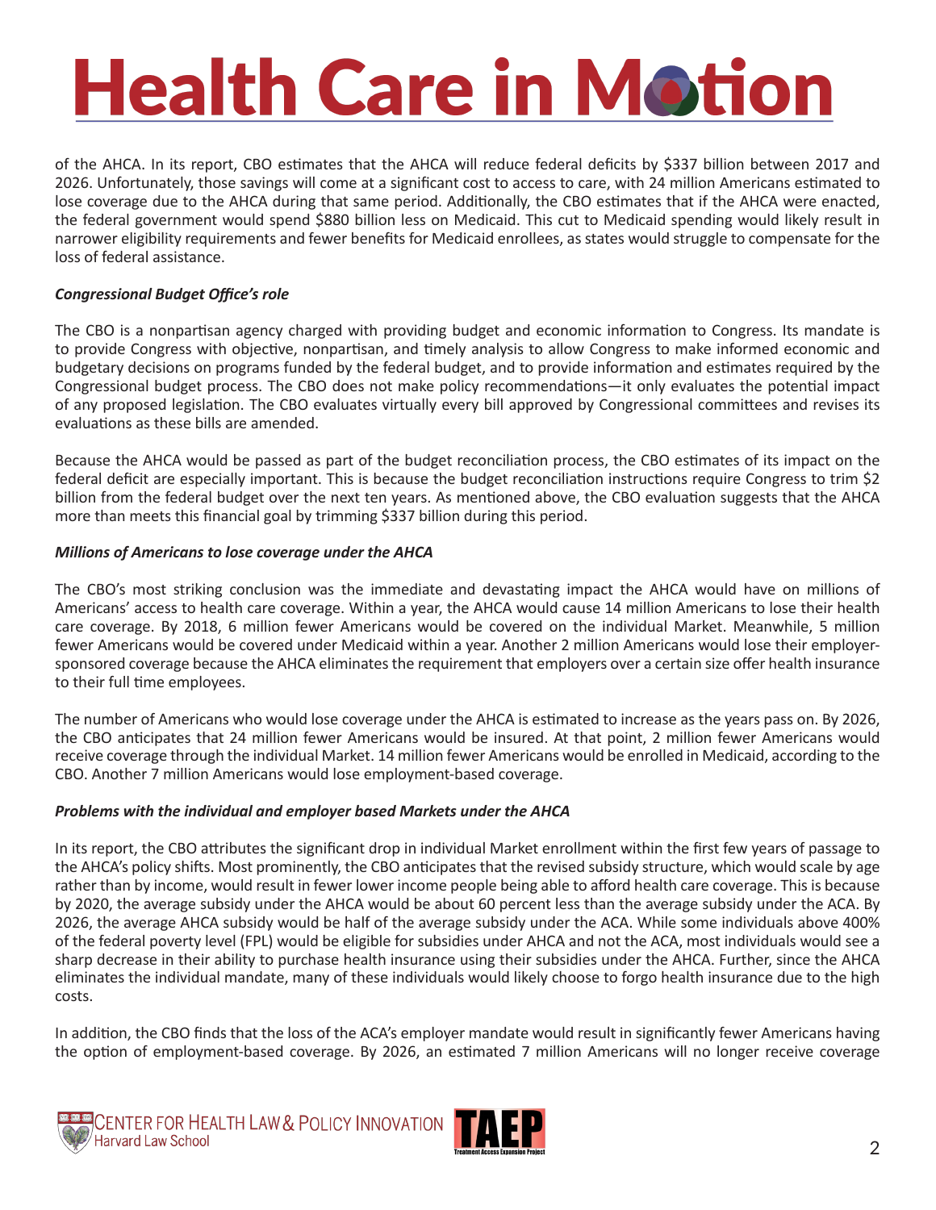of the AHCA. In its report, CBO estimates that the AHCA will reduce federal deficits by $337 billion between 2017 and 2026. Unfortunately, those savings will come at a significant cost to access to care, with 24 million Americans estimated to lose coverage due to the AHCA during that same period. Additionally, the CBO estimates that if the AHCA were enacted, the federal government would spend $880 billion less on Medicaid. This cut to Medicaid spending would likely result in narrower eligibility requirements and fewer benefits for Medicaid enrollees, as states would struggle to compensate for the loss of federal assistance.

***Congressional Budget Office's role***

The CBO is a nonpartisan agency charged with providing budget and economic information to Congress. Its mandate is to provide Congress with objective, nonpartisan, and timely analysis to allow Congress to make informed economic and budgetary decisions on programs funded by the federal budget, and to provide information and estimates required by the Congressional budget process. The CBO does not make policy recommendations—it only evaluates the potential impact of any proposed legislation. The CBO evaluates virtually every bill approved by Congressional committees and revises its evaluations as these bills are amended.

Because the AHCA would be passed as part of the budget reconciliation process, the CBO estimates of its impact on the federal deficit are especially important. This is because the budget reconciliation instructions require Congress to trim $2 billion from the federal budget over the next ten years. As mentioned above, the CBO evaluation suggests that the AHCA more than meets this financial goal by trimming $337 billion during this period.

***Millions of Americans to lose coverage under the AHCA***

The CBO's most striking conclusion was the immediate and devastating impact the AHCA would have on millions of Americans' access to health care coverage. Within a year, the AHCA would cause 14 million Americans to lose their health care coverage. By 2018, 6 million fewer Americans would be covered on the individual Market. Meanwhile, 5 million fewer Americans would be covered under Medicaid within a year. Another 2 million Americans would lose their employer-sponsored coverage because the AHCA eliminates the requirement that employers over a certain size offer health insurance to their full time employees.

The number of Americans who would lose coverage under the AHCA is estimated to increase as the years pass on. By 2026, the CBO anticipates that 24 million fewer Americans would be insured. At that point, 2 million fewer Americans would receive coverage through the individual Market. 14 million fewer Americans would be enrolled in Medicaid, according to the CBO. Another 7 million Americans would lose employment-based coverage.

***Problems with the individual and employer based Markets under the AHCA***

In its report, the CBO attributes the significant drop in individual Market enrollment within the first few years of passage to the AHCA's policy shifts. Most prominently, the CBO anticipates that the revised subsidy structure, which would scale by age rather than by income, would result in fewer lower income people being able to afford health care coverage. This is because by 2020, the average subsidy under the AHCA would be about 60 percent less than the average subsidy under the ACA. By 2026, the average AHCA subsidy would be half of the average subsidy under the ACA. While some individuals above 400% of the federal poverty level (FPL) would be eligible for subsidies under AHCA and not the ACA, most individuals would see a sharp decrease in their ability to purchase health insurance using their subsidies under the AHCA. Further, since the AHCA eliminates the individual mandate, many of these individuals would likely choose to forgo health insurance due to the high costs.

In addition, the CBO finds that the loss of the ACA's employer mandate would result in significantly fewer Americans having the option of employment-based coverage. By 2026, an estimated 7 million Americans will no longer receive coverage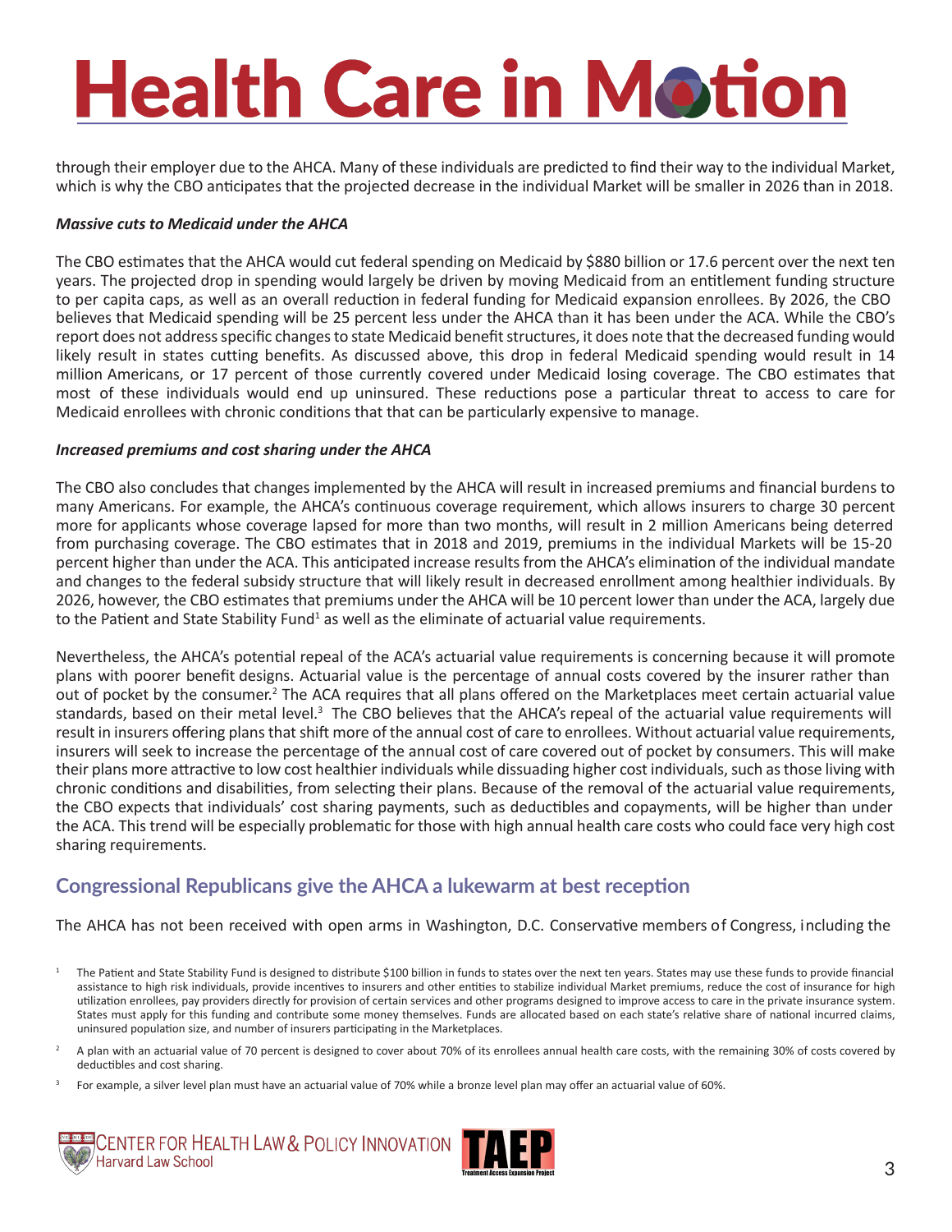through their employer due to the AHCA. Many of these individuals are predicted to find their way to the individual Market, which is why the CBO anticipates that the projected decrease in the individual Market will be smaller in 2026 than in 2018.

***Massive cuts to Medicaid under the AHCA***

The CBO estimates that the AHCA would cut federal spending on Medicaid by $880 billion or 17.6 percent over the next ten years. The projected drop in spending would largely be driven by moving Medicaid from an entitlement funding structure to per capita caps, as well as an overall reduction in federal funding for Medicaid expansion enrollees. By 2026, the CBO believes that Medicaid spending will be 25 percent less under the AHCA than it has been under the ACA. While the CBO's report does not address specific changes to state Medicaid benefit structures, it does note that the decreased funding would likely result in states cutting benefits. As discussed above, this drop in federal Medicaid spending would result in 14 million Americans, or 17 percent of those currently covered under Medicaid losing coverage. The CBO estimates that most of these individuals would end up uninsured. These reductions pose a particular threat to access to care for Medicaid enrollees with chronic conditions that that can be particularly expensive to manage.

***Increased premiums and cost sharing under the AHCA***

The CBO also concludes that changes implemented by the AHCA will result in increased premiums and financial burdens to many Americans. For example, the AHCA's continuous coverage requirement, which allows insurers to charge 30 percent more for applicants whose coverage lapsed for more than two months, will result in 2 million Americans being deterred from purchasing coverage. The CBO estimates that in 2018 and 2019, premiums in the individual Markets will be 15-20 percent higher than under the ACA. This anticipated increase results from the AHCA's elimination of the individual mandate and changes to the federal subsidy structure that will likely result in decreased enrollment among healthier individuals. By 2026, however, the CBO estimates that premiums under the AHCA will be 10 percent lower than under the ACA, largely due to the Patient and State Stability Fund[1] as well as the eliminate of actuarial value requirements.

Nevertheless, the AHCA's potential repeal of the ACA's actuarial value requirements is concerning because it will promote plans with poorer benefit designs. Actuarial value is the percentage of annual costs covered by the insurer rather than out of pocket by the consumer.[2] The ACA requires that all plans offered on the Marketplaces meet certain actuarial value standards, based on their metal level.[3] The CBO believes that the AHCA's repeal of the actuarial value requirements will result in insurers offering plans that shift more of the annual cost of care to enrollees. Without actuarial value requirements, insurers will seek to increase the percentage of the annual cost of care covered out of pocket by consumers. This will make their plans more attractive to low cost healthier individuals while dissuading higher cost individuals, such as those living with chronic conditions and disabilities, from selecting their plans. Because of the removal of the actuarial value requirements, the CBO expects that individuals' cost sharing payments, such as deductibles and copayments, will be higher than under the ACA. This trend will be especially problematic for those with high annual health care costs who could face very high cost sharing requirements.

## Congressional Republicans give the AHCA a lukewarm at best reception

The AHCA has not been received with open arms in Washington, D.C. Conservative members of Congress, including the

[1] The Patient and State Stability Fund is designed to distribute $100 billion in funds to states over the next ten years. States may use these funds to provide financial assistance to high risk individuals, provide incentives to insurers and other entities to stabilize individual Market premiums, reduce the cost of insurance for high utilization enrollees, pay providers directly for provision of certain services and other programs designed to improve access to care in the private insurance system. States must apply for this funding and contribute some money themselves. Funds are allocated based on each state's relative share of national incurred claims, uninsured population size, and number of insurers participating in the Marketplaces.

[2] A plan with an actuarial value of 70 percent is designed to cover about 70% of its enrollees annual health care costs, with the remaining 30% of costs covered by deductibles and cost sharing.

[3] For example, a silver level plan must have an actuarial value of 70% while a bronze level plan may offer an actuarial value of 60%.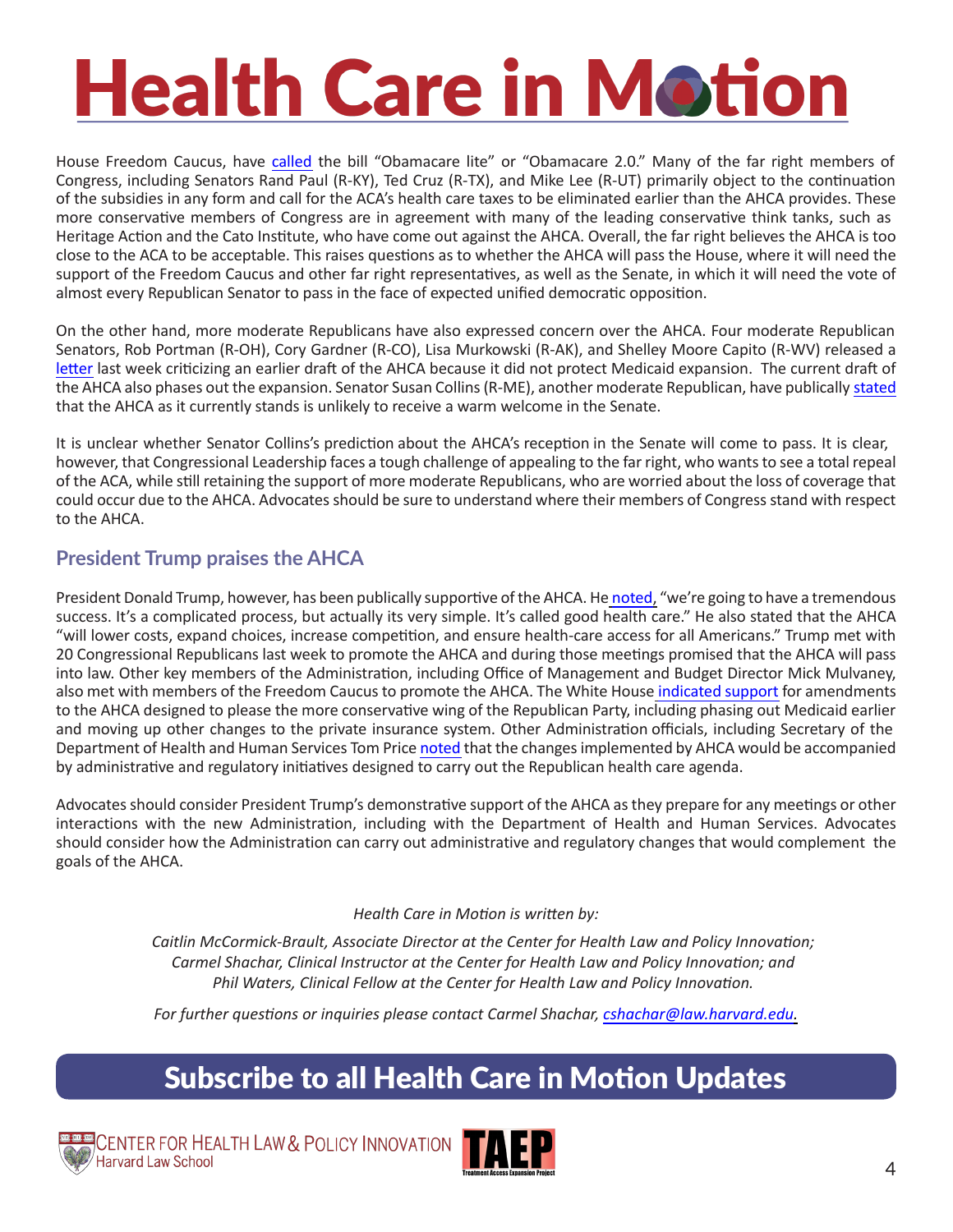House Freedom Caucus, have called the bill "Obamacare lite" or "Obamacare 2.0." Many of the far right members of Congress, including Senators Rand Paul (R-KY), Ted Cruz (R-TX), and Mike Lee (R-UT) primarily object to the continuation of the subsidies in any form and call for the ACA's health care taxes to be eliminated earlier than the AHCA provides. These more conservative members of Congress are in agreement with many of the leading conservative think tanks, such as Heritage Action and the Cato Institute, who have come out against the AHCA. Overall, the far right believes the AHCA is too close to the ACA to be acceptable. This raises questions as to whether the AHCA will pass the House, where it will need the support of the Freedom Caucus and other far right representatives, as well as the Senate, in which it will need the vote of almost every Republican Senator to pass in the face of expected unified democratic opposition.

On the other hand, more moderate Republicans have also expressed concern over the AHCA. Four moderate Republican Senators, Rob Portman (R-OH), Cory Gardner (R-CO), Lisa Murkowski (R-AK), and Shelley Moore Capito (R-WV) released a letter last week criticizing an earlier draft of the AHCA because it did not protect Medicaid expansion. The current draft of the AHCA also phases out the expansion. Senator Susan Collins (R-ME), another moderate Republican, have publically stated that the AHCA as it currently stands is unlikely to receive a warm welcome in the Senate.

It is unclear whether Senator Collins's prediction about the AHCA's reception in the Senate will come to pass. It is clear, however, that Congressional Leadership faces a tough challenge of appealing to the far right, who wants to see a total repeal of the ACA, while still retaining the support of more moderate Republicans, who are worried about the loss of coverage that could occur due to the AHCA. Advocates should be sure to understand where their members of Congress stand with respect to the AHCA.

## President Trump praises the AHCA

President Donald Trump, however, has been publically supportive of the AHCA. He noted, "we're going to have a tremendous success. It's a complicated process, but actually its very simple. It's called good health care." He also stated that the AHCA "will lower costs, expand choices, increase competition, and ensure health-care access for all Americans." Trump met with 20 Congressional Republicans last week to promote the AHCA and during those meetings promised that the AHCA will pass into law. Other key members of the Administration, including Office of Management and Budget Director Mick Mulvaney, also met with members of the Freedom Caucus to promote the AHCA. The White House indicated support for amendments to the AHCA designed to please the more conservative wing of the Republican Party, including phasing out Medicaid earlier and moving up other changes to the private insurance system. Other Administration officials, including Secretary of the Department of Health and Human Services Tom Price noted that the changes implemented by AHCA would be accompanied by administrative and regulatory initiatives designed to carry out the Republican health care agenda.

Advocates should consider President Trump's demonstrative support of the AHCA as they prepare for any meetings or other interactions with the new Administration, including with the Department of Health and Human Services. Advocates should consider how the Administration can carry out administrative and regulatory changes that would complement the goals of the AHCA.

*Health Care in Motion is written by:*

*Caitlin McCormick-Brault, Associate Director at the Center for Health Law and Policy Innovation; Carmel Shachar, Clinical Instructor at the Center for Health Law and Policy Innovation; and Phil Waters, Clinical Fellow at the Center for Health Law and Policy Innovation.*

*For further questions or inquiries please contact Carmel Shachar, cshachar@law.harvard.edu.*

**Subscribe to all Health Care in Motion Updates**

Center for Health Law & Policy Innovation
Harvard Law School

TAEP
Treatment Access Expansion Project